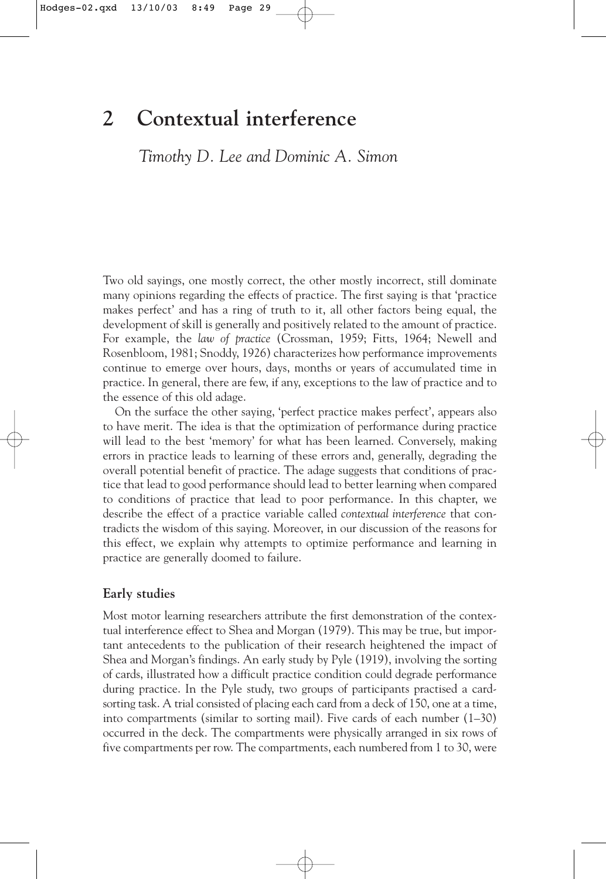# 2 Contextual interference

*Timothy D. Lee and Dominic A. Simon*

Two old sayings, one mostly correct, the other mostly incorrect, still dominate many opinions regarding the effects of practice. The first saying is that 'practice makes perfect' and has a ring of truth to it, all other factors being equal, the development of skill is generally and positively related to the amount of practice. For example, the *law of practice* (Crossman, 1959; Fitts, 1964; Newell and Rosenbloom, 1981; Snoddy, 1926) characterizes how performance improvements continue to emerge over hours, days, months or years of accumulated time in practice. In general, there are few, if any, exceptions to the law of practice and to the essence of this old adage.

On the surface the other saying, 'perfect practice makes perfect', appears also to have merit. The idea is that the optimization of performance during practice will lead to the best 'memory' for what has been learned. Conversely, making errors in practice leads to learning of these errors and, generally, degrading the overall potential benefit of practice. The adage suggests that conditions of practice that lead to good performance should lead to better learning when compared to conditions of practice that lead to poor performance. In this chapter, we describe the effect of a practice variable called *contextual interference* that contradicts the wisdom of this saying. Moreover, in our discussion of the reasons for this effect, we explain why attempts to optimize performance and learning in practice are generally doomed to failure.

## Early studies

Most motor learning researchers attribute the first demonstration of the contextual interference effect to Shea and Morgan (1979). This may be true, but important antecedents to the publication of their research heightened the impact of Shea and Morgan's findings. An early study by Pyle (1919), involving the sorting of cards, illustrated how a difficult practice condition could degrade performance during practice. In the Pyle study, two groups of participants practised a card-sorting task. A trial consisted of placing each card from a deck of 150, one at a time, into compartments (similar to sorting mail). Five cards of each number (1–30) occurred in the deck. The compartments were physically arranged in six rows of five compartments per row. The compartments, each numbered from 1 to 30, were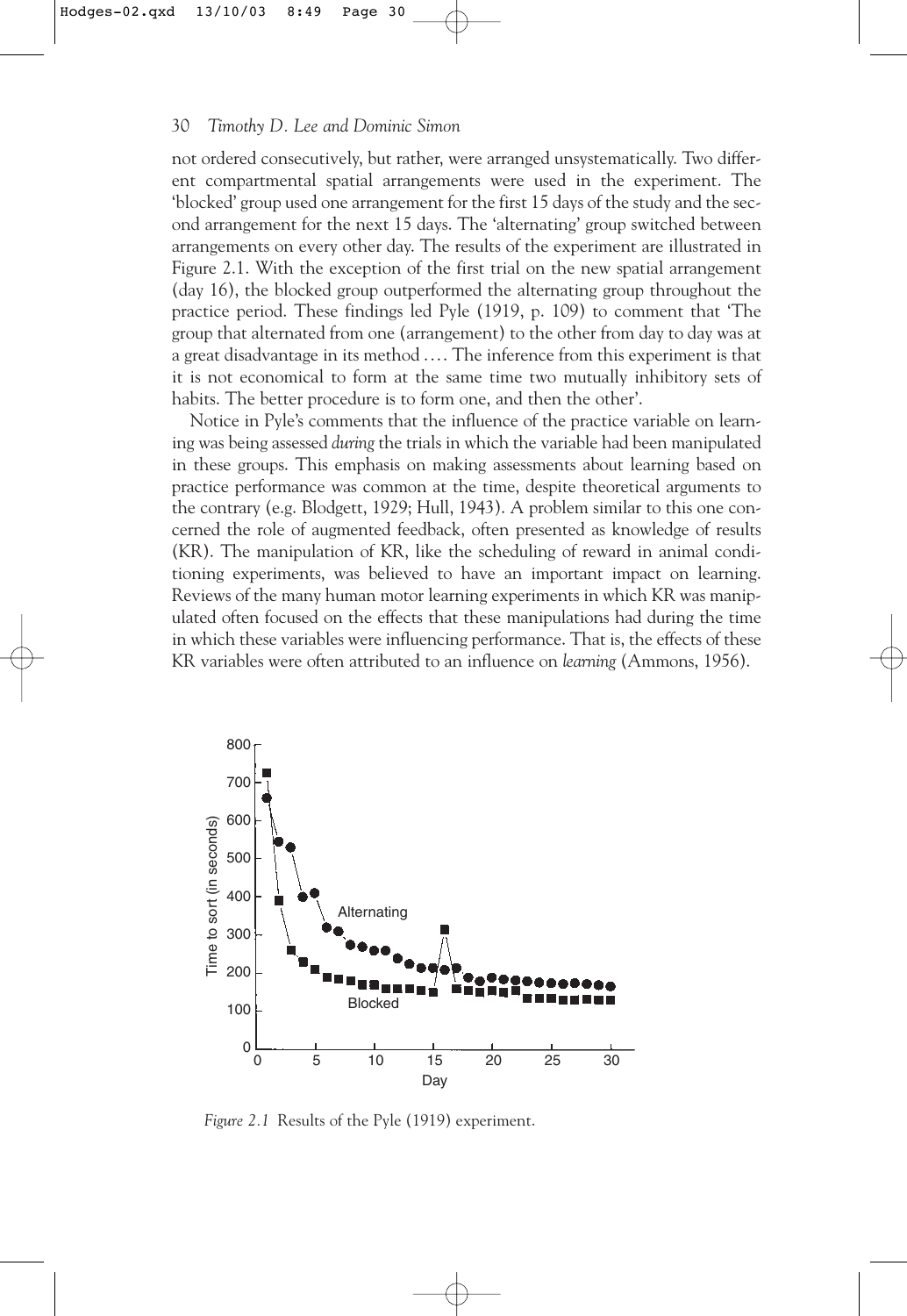not ordered consecutively, but rather, were arranged unsystematically. Two different compartmental spatial arrangements were used in the experiment. The 'blocked' group used one arrangement for the first 15 days of the study and the second arrangement for the next 15 days. The 'alternating' group switched between arrangements on every other day. The results of the experiment are illustrated in Figure 2.1. With the exception of the first trial on the new spatial arrangement (day 16), the blocked group outperformed the alternating group throughout the practice period. These findings led Pyle (1919, p. 109) to comment that 'The group that alternated from one (arrangement) to the other from day to day was at a great disadvantage in its method .... The inference from this experiment is that it is not economical to form at the same time two mutually inhibitory sets of habits. The better procedure is to form one, and then the other'.

Notice in Pyle's comments that the influence of the practice variable on learning was being assessed *during* the trials in which the variable had been manipulated in these groups. This emphasis on making assessments about learning based on practice performance was common at the time, despite theoretical arguments to the contrary (e.g. Blodgett, 1929; Hull, 1943). A problem similar to this one concerned the role of augmented feedback, often presented as knowledge of results (KR). The manipulation of KR, like the scheduling of reward in animal conditioning experiments, was believed to have an important impact on learning. Reviews of the many human motor learning experiments in which KR was manipulated often focused on the effects that these manipulations had during the time in which these variables were influencing performance. That is, the effects of these KR variables were often attributed to an influence on *learning* (Ammons, 1956).

*Figure 2.1* Results of the Pyle (1919) experiment.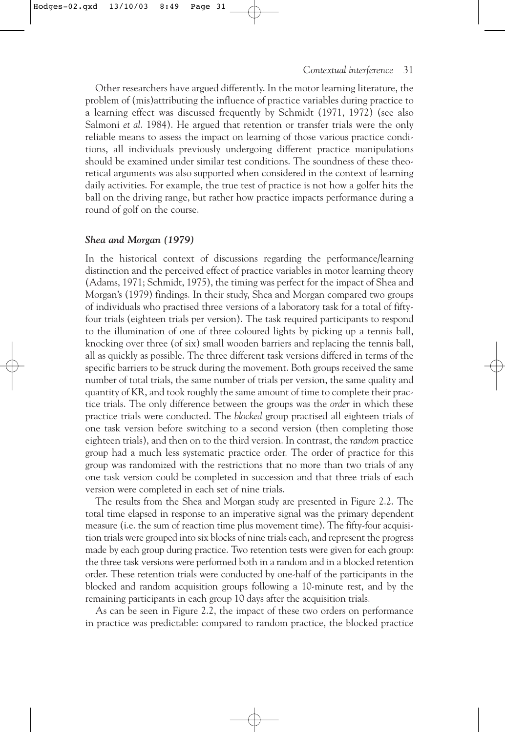Other researchers have argued differently. In the motor learning literature, the problem of (mis)attributing the influence of practice variables during practice to a learning effect was discussed frequently by Schmidt (1971, 1972) (see also Salmoni *et al.* 1984). He argued that retention or transfer trials were the only reliable means to assess the impact on learning of those various practice conditions, all individuals previously undergoing different practice manipulations should be examined under similar test conditions. The soundness of these theoretical arguments was also supported when considered in the context of learning daily activities. For example, the true test of practice is not how a golfer hits the ball on the driving range, but rather how practice impacts performance during a round of golf on the course.

### *Shea and Morgan (1979)*

In the historical context of discussions regarding the performance/learning distinction and the perceived effect of practice variables in motor learning theory (Adams, 1971; Schmidt, 1975), the timing was perfect for the impact of Shea and Morgan's (1979) findings. In their study, Shea and Morgan compared two groups of individuals who practised three versions of a laboratory task for a total of fifty-four trials (eighteen trials per version). The task required participants to respond to the illumination of one of three coloured lights by picking up a tennis ball, knocking over three (of six) small wooden barriers and replacing the tennis ball, all as quickly as possible. The three different task versions differed in terms of the specific barriers to be struck during the movement. Both groups received the same number of total trials, the same number of trials per version, the same quality and quantity of KR, and took roughly the same amount of time to complete their practice trials. The only difference between the groups was the *order* in which these practice trials were conducted. The *blocked* group practised all eighteen trials of one task version before switching to a second version (then completing those eighteen trials), and then on to the third version. In contrast, the *random* practice group had a much less systematic practice order. The order of practice for this group was randomized with the restrictions that no more than two trials of any one task version could be completed in succession and that three trials of each version were completed in each set of nine trials.

The results from the Shea and Morgan study are presented in Figure 2.2. The total time elapsed in response to an imperative signal was the primary dependent measure (i.e. the sum of reaction time plus movement time). The fifty-four acquisition trials were grouped into six blocks of nine trials each, and represent the progress made by each group during practice. Two retention tests were given for each group: the three task versions were performed both in a random and in a blocked retention order. These retention trials were conducted by one-half of the participants in the blocked and random acquisition groups following a 10-minute rest, and by the remaining participants in each group 10 days after the acquisition trials.

As can be seen in Figure 2.2, the impact of these two orders on performance in practice was predictable: compared to random practice, the blocked practice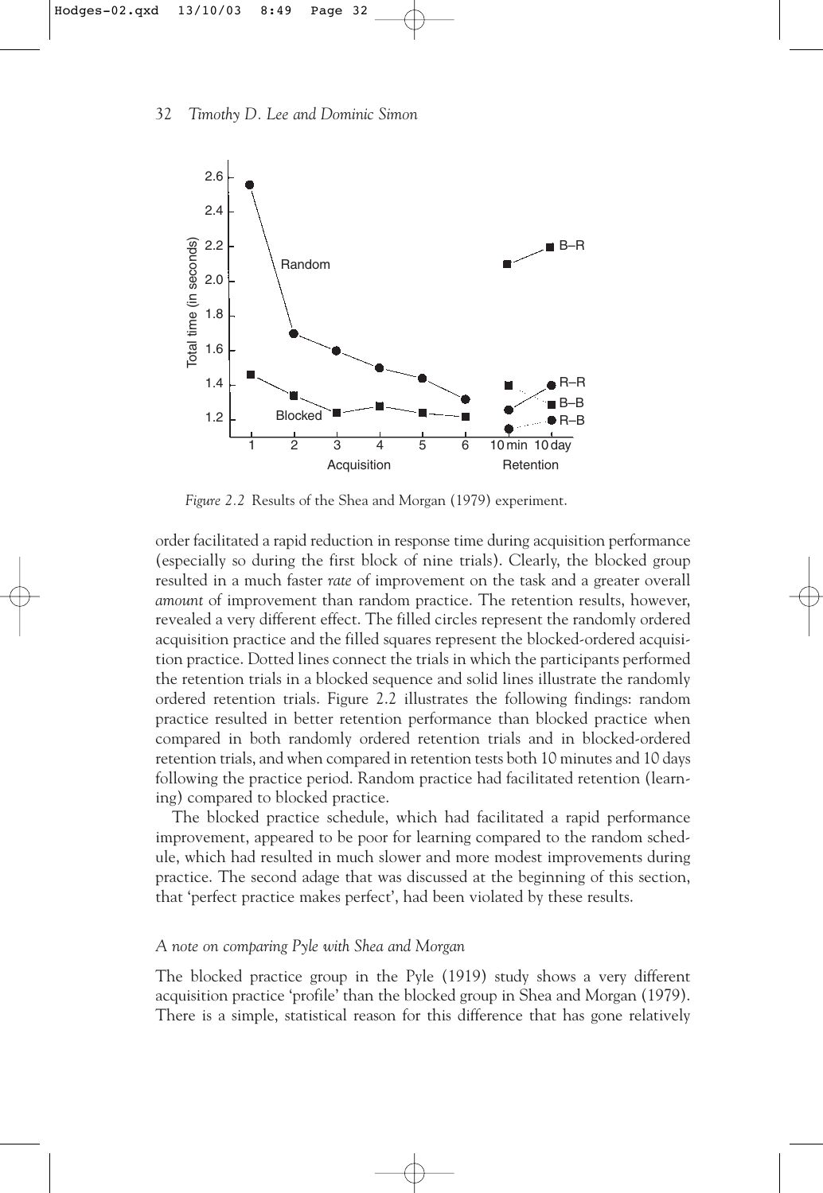*Figure 2.2* Results of the Shea and Morgan (1979) experiment.

order facilitated a rapid reduction in response time during acquisition performance (especially so during the first block of nine trials). Clearly, the blocked group resulted in a much faster *rate* of improvement on the task and a greater overall *amount* of improvement than random practice. The retention results, however, revealed a very different effect. The filled circles represent the randomly ordered acquisition practice and the filled squares represent the blocked-ordered acquisition practice. Dotted lines connect the trials in which the participants performed the retention trials in a blocked sequence and solid lines illustrate the randomly ordered retention trials. Figure 2.2 illustrates the following findings: random practice resulted in better retention performance than blocked practice when compared in both randomly ordered retention trials and in blocked-ordered retention trials, and when compared in retention tests both 10 minutes and 10 days following the practice period. Random practice had facilitated retention (learning) compared to blocked practice.

The blocked practice schedule, which had facilitated a rapid performance improvement, appeared to be poor for learning compared to the random schedule, which had resulted in much slower and more modest improvements during practice. The second adage that was discussed at the beginning of this section, that 'perfect practice makes perfect', had been violated by these results.

### *A note on comparing Pyle with Shea and Morgan*

The blocked practice group in the Pyle (1919) study shows a very different acquisition practice 'profile' than the blocked group in Shea and Morgan (1979). There is a simple, statistical reason for this difference that has gone relatively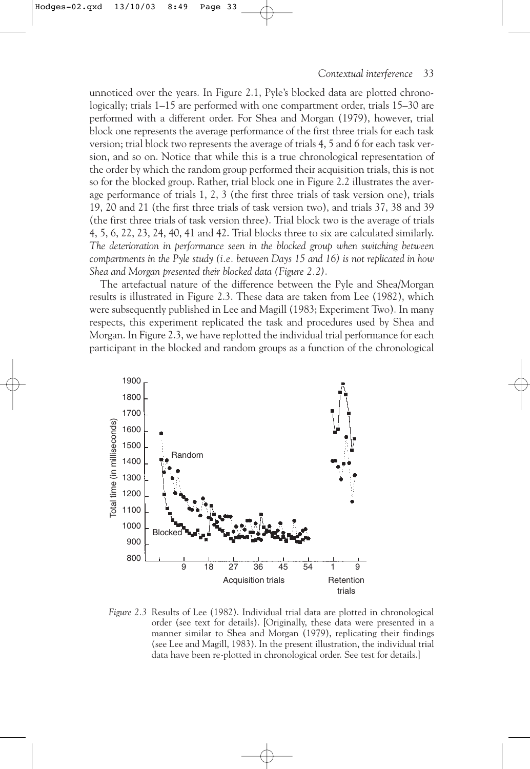unnoticed over the years. In Figure 2.1, Pyle's blocked data are plotted chronologically; trials 1–15 are performed with one compartment order, trials 15–30 are performed with a different order. For Shea and Morgan (1979), however, trial block one represents the average performance of the first three trials for each task version; trial block two represents the average of trials 4, 5 and 6 for each task version, and so on. Notice that while this is a true chronological representation of the order by which the random group performed their acquisition trials, this is not so for the blocked group. Rather, trial block one in Figure 2.2 illustrates the average performance of trials 1, 2, 3 (the first three trials of task version one), trials 19, 20 and 21 (the first three trials of task version two), and trials 37, 38 and 39 (the first three trials of task version three). Trial block two is the average of trials 4, 5, 6, 22, 23, 24, 40, 41 and 42. Trial blocks three to six are calculated similarly. *The deterioration in performance seen in the blocked group when switching between compartments in the Pyle study (i.e. between Days 15 and 16) is not replicated in how Shea and Morgan presented their blocked data (Figure 2.2).*

The artefactual nature of the difference between the Pyle and Shea/Morgan results is illustrated in Figure 2.3. These data are taken from Lee (1982), which were subsequently published in Lee and Magill (1983; Experiment Two). In many respects, this experiment replicated the task and procedures used by Shea and Morgan. In Figure 2.3, we have replotted the individual trial performance for each participant in the blocked and random groups as a function of the chronological

*Figure 2.3* Results of Lee (1982). Individual trial data are plotted in chronological order (see text for details). [Originally, these data were presented in a manner similar to Shea and Morgan (1979), replicating their findings (see Lee and Magill, 1983). In the present illustration, the individual trial data have been re-plotted in chronological order. See test for details.]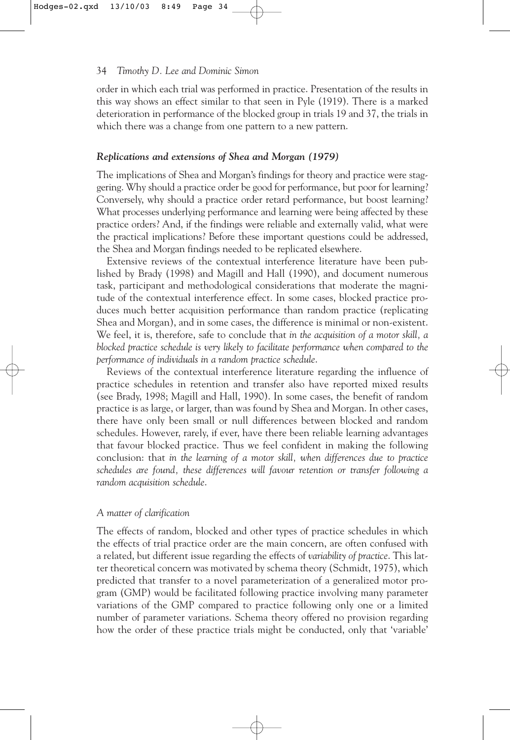order in which each trial was performed in practice. Presentation of the results in this way shows an effect similar to that seen in Pyle (1919). There is a marked deterioration in performance of the blocked group in trials 19 and 37, the trials in which there was a change from one pattern to a new pattern.

### *Replications and extensions of Shea and Morgan (1979)*

The implications of Shea and Morgan's findings for theory and practice were staggering. Why should a practice order be good for performance, but poor for learning? Conversely, why should a practice order retard performance, but boost learning? What processes underlying performance and learning were being affected by these practice orders? And, if the findings were reliable and externally valid, what were the practical implications? Before these important questions could be addressed, the Shea and Morgan findings needed to be replicated elsewhere.

Extensive reviews of the contextual interference literature have been published by Brady (1998) and Magill and Hall (1990), and document numerous task, participant and methodological considerations that moderate the magnitude of the contextual interference effect. In some cases, blocked practice produces much better acquisition performance than random practice (replicating Shea and Morgan), and in some cases, the difference is minimal or non-existent. We feel, it is, therefore, safe to conclude that *in the acquisition of a motor skill, a blocked practice schedule is very likely to facilitate performance when compared to the performance of individuals in a random practice schedule*.

Reviews of the contextual interference literature regarding the influence of practice schedules in retention and transfer also have reported mixed results (see Brady, 1998; Magill and Hall, 1990). In some cases, the benefit of random practice is as large, or larger, than was found by Shea and Morgan. In other cases, there have only been small or null differences between blocked and random schedules. However, rarely, if ever, have there been reliable learning advantages that favour blocked practice. Thus we feel confident in making the following conclusion: that *in the learning of a motor skill, when differences due to practice schedules are found, these differences will favour retention or transfer following a random acquisition schedule*.

#### *A matter of clarification*

The effects of random, blocked and other types of practice schedules in which the effects of trial practice order are the main concern, are often confused with a related, but different issue regarding the effects of *variability of practice*. This latter theoretical concern was motivated by schema theory (Schmidt, 1975), which predicted that transfer to a novel parameterization of a generalized motor program (GMP) would be facilitated following practice involving many parameter variations of the GMP compared to practice following only one or a limited number of parameter variations. Schema theory offered no provision regarding how the order of these practice trials might be conducted, only that 'variable'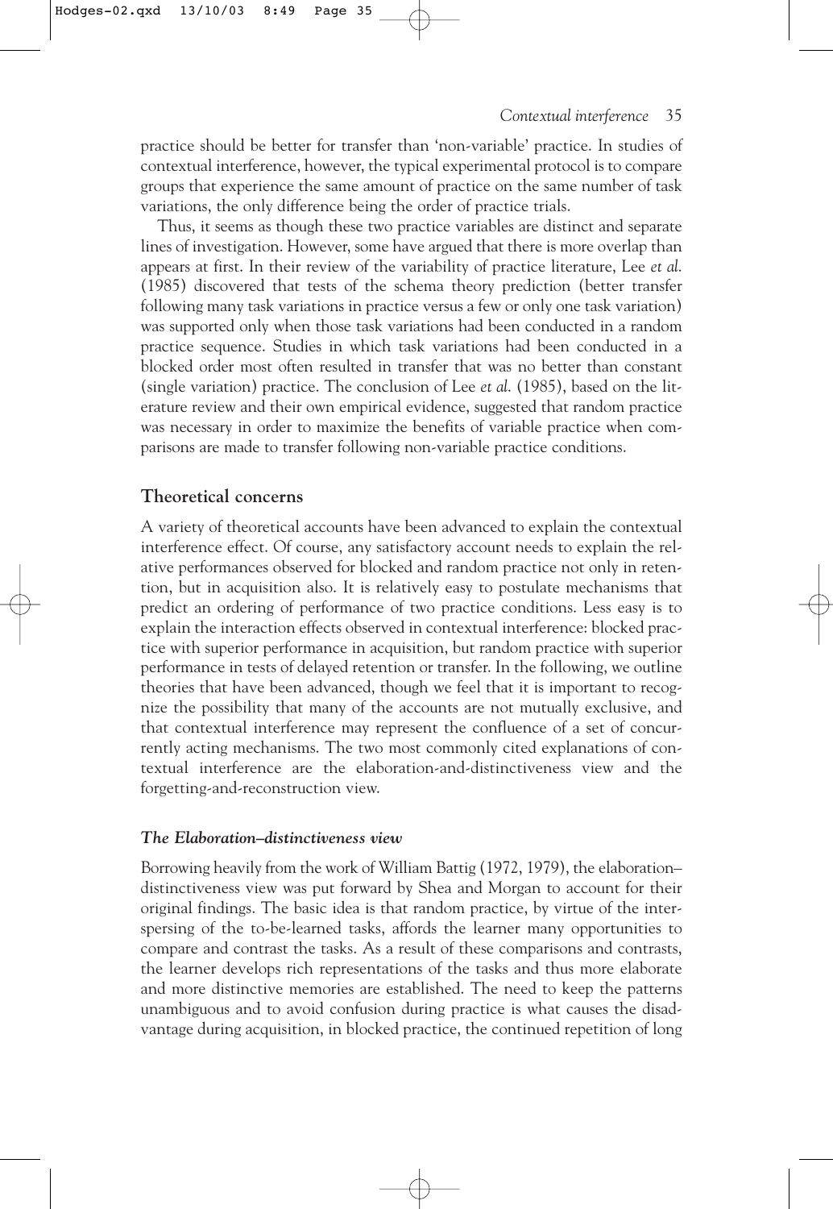practice should be better for transfer than 'non-variable' practice. In studies of contextual interference, however, the typical experimental protocol is to compare groups that experience the same amount of practice on the same number of task variations, the only difference being the order of practice trials.

Thus, it seems as though these two practice variables are distinct and separate lines of investigation. However, some have argued that there is more overlap than appears at first. In their review of the variability of practice literature, Lee *et al.* (1985) discovered that tests of the schema theory prediction (better transfer following many task variations in practice versus a few or only one task variation) was supported only when those task variations had been conducted in a random practice sequence. Studies in which task variations had been conducted in a blocked order most often resulted in transfer that was no better than constant (single variation) practice. The conclusion of Lee *et al.* (1985), based on the literature review and their own empirical evidence, suggested that random practice was necessary in order to maximize the benefits of variable practice when comparisons are made to transfer following non-variable practice conditions.

## Theoretical concerns

A variety of theoretical accounts have been advanced to explain the contextual interference effect. Of course, any satisfactory account needs to explain the relative performances observed for blocked and random practice not only in retention, but in acquisition also. It is relatively easy to postulate mechanisms that predict an ordering of performance of two practice conditions. Less easy is to explain the interaction effects observed in contextual interference: blocked practice with superior performance in acquisition, but random practice with superior performance in tests of delayed retention or transfer. In the following, we outline theories that have been advanced, though we feel that it is important to recognize the possibility that many of the accounts are not mutually exclusive, and that contextual interference may represent the confluence of a set of concurrently acting mechanisms. The two most commonly cited explanations of contextual interference are the elaboration-and-distinctiveness view and the forgetting-and-reconstruction view.

### *The Elaboration–distinctiveness view*

Borrowing heavily from the work of William Battig (1972, 1979), the elaboration–distinctiveness view was put forward by Shea and Morgan to account for their original findings. The basic idea is that random practice, by virtue of the interspersing of the to-be-learned tasks, affords the learner many opportunities to compare and contrast the tasks. As a result of these comparisons and contrasts, the learner develops rich representations of the tasks and thus more elaborate and more distinctive memories are established. The need to keep the patterns unambiguous and to avoid confusion during practice is what causes the disadvantage during acquisition, in blocked practice, the continued repetition of long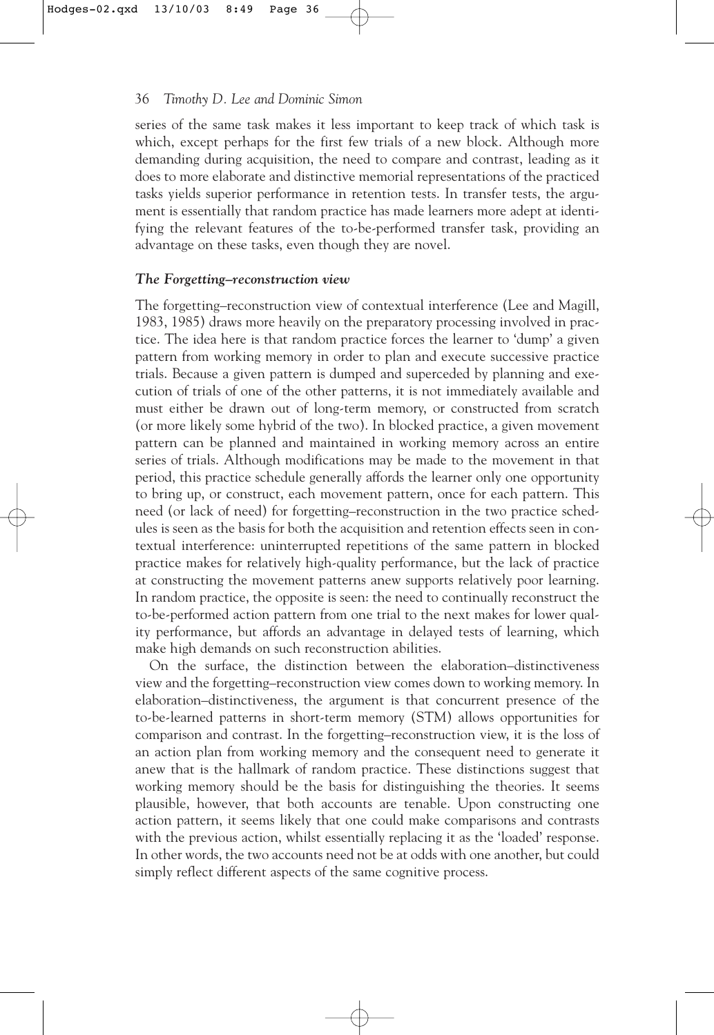series of the same task makes it less important to keep track of which task is which, except perhaps for the first few trials of a new block. Although more demanding during acquisition, the need to compare and contrast, leading as it does to more elaborate and distinctive memorial representations of the practiced tasks yields superior performance in retention tests. In transfer tests, the argument is essentially that random practice has made learners more adept at identifying the relevant features of the to-be-performed transfer task, providing an advantage on these tasks, even though they are novel.

### *The Forgetting–reconstruction view*

The forgetting–reconstruction view of contextual interference (Lee and Magill, 1983, 1985) draws more heavily on the preparatory processing involved in practice. The idea here is that random practice forces the learner to 'dump' a given pattern from working memory in order to plan and execute successive practice trials. Because a given pattern is dumped and superceded by planning and execution of trials of one of the other patterns, it is not immediately available and must either be drawn out of long-term memory, or constructed from scratch (or more likely some hybrid of the two). In blocked practice, a given movement pattern can be planned and maintained in working memory across an entire series of trials. Although modifications may be made to the movement in that period, this practice schedule generally affords the learner only one opportunity to bring up, or construct, each movement pattern, once for each pattern. This need (or lack of need) for forgetting–reconstruction in the two practice schedules is seen as the basis for both the acquisition and retention effects seen in contextual interference: uninterrupted repetitions of the same pattern in blocked practice makes for relatively high-quality performance, but the lack of practice at constructing the movement patterns anew supports relatively poor learning. In random practice, the opposite is seen: the need to continually reconstruct the to-be-performed action pattern from one trial to the next makes for lower quality performance, but affords an advantage in delayed tests of learning, which make high demands on such reconstruction abilities.

On the surface, the distinction between the elaboration–distinctiveness view and the forgetting–reconstruction view comes down to working memory. In elaboration–distinctiveness, the argument is that concurrent presence of the to-be-learned patterns in short-term memory (STM) allows opportunities for comparison and contrast. In the forgetting–reconstruction view, it is the loss of an action plan from working memory and the consequent need to generate it anew that is the hallmark of random practice. These distinctions suggest that working memory should be the basis for distinguishing the theories. It seems plausible, however, that both accounts are tenable. Upon constructing one action pattern, it seems likely that one could make comparisons and contrasts with the previous action, whilst essentially replacing it as the 'loaded' response. In other words, the two accounts need not be at odds with one another, but could simply reflect different aspects of the same cognitive process.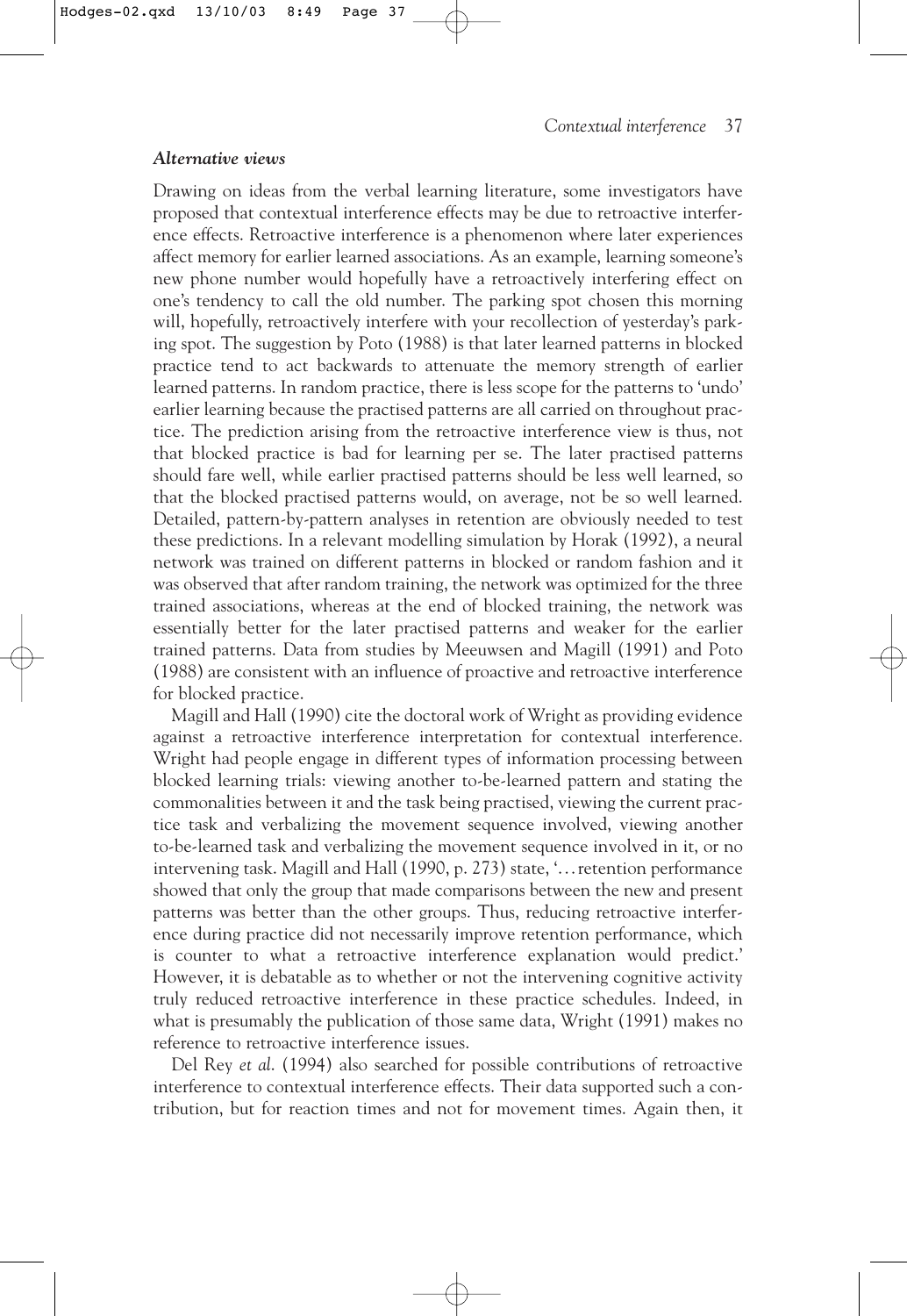### *Alternative views*

Drawing on ideas from the verbal learning literature, some investigators have proposed that contextual interference effects may be due to retroactive interference effects. Retroactive interference is a phenomenon where later experiences affect memory for earlier learned associations. As an example, learning someone's new phone number would hopefully have a retroactively interfering effect on one's tendency to call the old number. The parking spot chosen this morning will, hopefully, retroactively interfere with your recollection of yesterday's parking spot. The suggestion by Poto (1988) is that later learned patterns in blocked practice tend to act backwards to attenuate the memory strength of earlier learned patterns. In random practice, there is less scope for the patterns to 'undo' earlier learning because the practised patterns are all carried on throughout practice. The prediction arising from the retroactive interference view is thus, not that blocked practice is bad for learning per se. The later practised patterns should fare well, while earlier practised patterns should be less well learned, so that the blocked practised patterns would, on average, not be so well learned. Detailed, pattern-by-pattern analyses in retention are obviously needed to test these predictions. In a relevant modelling simulation by Horak (1992), a neural network was trained on different patterns in blocked or random fashion and it was observed that after random training, the network was optimized for the three trained associations, whereas at the end of blocked training, the network was essentially better for the later practised patterns and weaker for the earlier trained patterns. Data from studies by Meeuwsen and Magill (1991) and Poto (1988) are consistent with an influence of proactive and retroactive interference for blocked practice.

Magill and Hall (1990) cite the doctoral work of Wright as providing evidence against a retroactive interference interpretation for contextual interference. Wright had people engage in different types of information processing between blocked learning trials: viewing another to-be-learned pattern and stating the commonalities between it and the task being practised, viewing the current practice task and verbalizing the movement sequence involved, viewing another to-be-learned task and verbalizing the movement sequence involved in it, or no intervening task. Magill and Hall (1990, p. 273) state, '…retention performance showed that only the group that made comparisons between the new and present patterns was better than the other groups. Thus, reducing retroactive interference during practice did not necessarily improve retention performance, which is counter to what a retroactive interference explanation would predict.' However, it is debatable as to whether or not the intervening cognitive activity truly reduced retroactive interference in these practice schedules. Indeed, in what is presumably the publication of those same data, Wright (1991) makes no reference to retroactive interference issues.

Del Rey *et al.* (1994) also searched for possible contributions of retroactive interference to contextual interference effects. Their data supported such a contribution, but for reaction times and not for movement times. Again then, it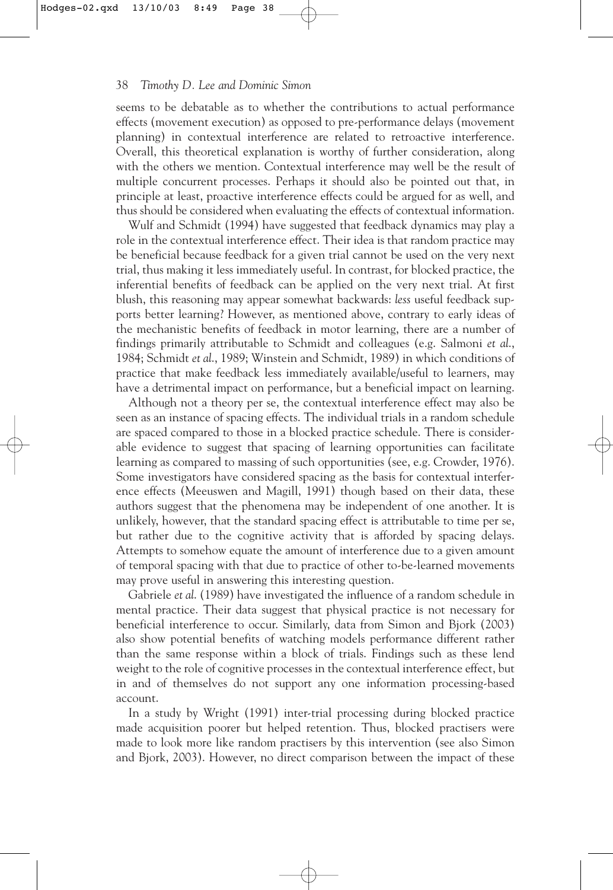seems to be debatable as to whether the contributions to actual performance effects (movement execution) as opposed to pre-performance delays (movement planning) in contextual interference are related to retroactive interference. Overall, this theoretical explanation is worthy of further consideration, along with the others we mention. Contextual interference may well be the result of multiple concurrent processes. Perhaps it should also be pointed out that, in principle at least, proactive interference effects could be argued for as well, and thus should be considered when evaluating the effects of contextual information.

Wulf and Schmidt (1994) have suggested that feedback dynamics may play a role in the contextual interference effect. Their idea is that random practice may be beneficial because feedback for a given trial cannot be used on the very next trial, thus making it less immediately useful. In contrast, for blocked practice, the inferential benefits of feedback can be applied on the very next trial. At first blush, this reasoning may appear somewhat backwards: *less* useful feedback supports better learning? However, as mentioned above, contrary to early ideas of the mechanistic benefits of feedback in motor learning, there are a number of findings primarily attributable to Schmidt and colleagues (e.g. Salmoni *et al.*, 1984; Schmidt *et al.*, 1989; Winstein and Schmidt, 1989) in which conditions of practice that make feedback less immediately available/useful to learners, may have a detrimental impact on performance, but a beneficial impact on learning.

Although not a theory per se, the contextual interference effect may also be seen as an instance of spacing effects. The individual trials in a random schedule are spaced compared to those in a blocked practice schedule. There is considerable evidence to suggest that spacing of learning opportunities can facilitate learning as compared to massing of such opportunities (see, e.g. Crowder, 1976). Some investigators have considered spacing as the basis for contextual interference effects (Meeuswen and Magill, 1991) though based on their data, these authors suggest that the phenomena may be independent of one another. It is unlikely, however, that the standard spacing effect is attributable to time per se, but rather due to the cognitive activity that is afforded by spacing delays. Attempts to somehow equate the amount of interference due to a given amount of temporal spacing with that due to practice of other to-be-learned movements may prove useful in answering this interesting question.

Gabriele *et al.* (1989) have investigated the influence of a random schedule in mental practice. Their data suggest that physical practice is not necessary for beneficial interference to occur. Similarly, data from Simon and Bjork (2003) also show potential benefits of watching models performance different rather than the same response within a block of trials. Findings such as these lend weight to the role of cognitive processes in the contextual interference effect, but in and of themselves do not support any one information processing-based account.

In a study by Wright (1991) inter-trial processing during blocked practice made acquisition poorer but helped retention. Thus, blocked practisers were made to look more like random practisers by this intervention (see also Simon and Bjork, 2003). However, no direct comparison between the impact of these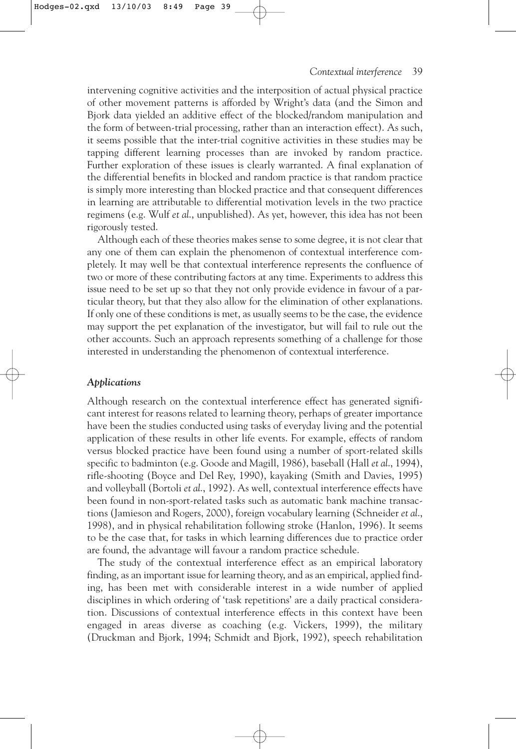intervening cognitive activities and the interposition of actual physical practice of other movement patterns is afforded by Wright's data (and the Simon and Bjork data yielded an additive effect of the blocked/random manipulation and the form of between-trial processing, rather than an interaction effect). As such, it seems possible that the inter-trial cognitive activities in these studies may be tapping different learning processes than are invoked by random practice. Further exploration of these issues is clearly warranted. A final explanation of the differential benefits in blocked and random practice is that random practice is simply more interesting than blocked practice and that consequent differences in learning are attributable to differential motivation levels in the two practice regimens (e.g. Wulf *et al.*, unpublished). As yet, however, this idea has not been rigorously tested.

Although each of these theories makes sense to some degree, it is not clear that any one of them can explain the phenomenon of contextual interference completely. It may well be that contextual interference represents the confluence of two or more of these contributing factors at any time. Experiments to address this issue need to be set up so that they not only provide evidence in favour of a particular theory, but that they also allow for the elimination of other explanations. If only one of these conditions is met, as usually seems to be the case, the evidence may support the pet explanation of the investigator, but will fail to rule out the other accounts. Such an approach represents something of a challenge for those interested in understanding the phenomenon of contextual interference.

### *Applications*

Although research on the contextual interference effect has generated significant interest for reasons related to learning theory, perhaps of greater importance have been the studies conducted using tasks of everyday living and the potential application of these results in other life events. For example, effects of random versus blocked practice have been found using a number of sport-related skills specific to badminton (e.g. Goode and Magill, 1986), baseball (Hall *et al.*, 1994), rifle-shooting (Boyce and Del Rey, 1990), kayaking (Smith and Davies, 1995) and volleyball (Bortoli *et al.*, 1992). As well, contextual interference effects have been found in non-sport-related tasks such as automatic bank machine transactions (Jamieson and Rogers, 2000), foreign vocabulary learning (Schneider *et al.*, 1998), and in physical rehabilitation following stroke (Hanlon, 1996). It seems to be the case that, for tasks in which learning differences due to practice order are found, the advantage will favour a random practice schedule.

The study of the contextual interference effect as an empirical laboratory finding, as an important issue for learning theory, and as an empirical, applied finding, has been met with considerable interest in a wide number of applied disciplines in which ordering of 'task repetitions' are a daily practical consideration. Discussions of contextual interference effects in this context have been engaged in areas diverse as coaching (e.g. Vickers, 1999), the military (Druckman and Bjork, 1994; Schmidt and Bjork, 1992), speech rehabilitation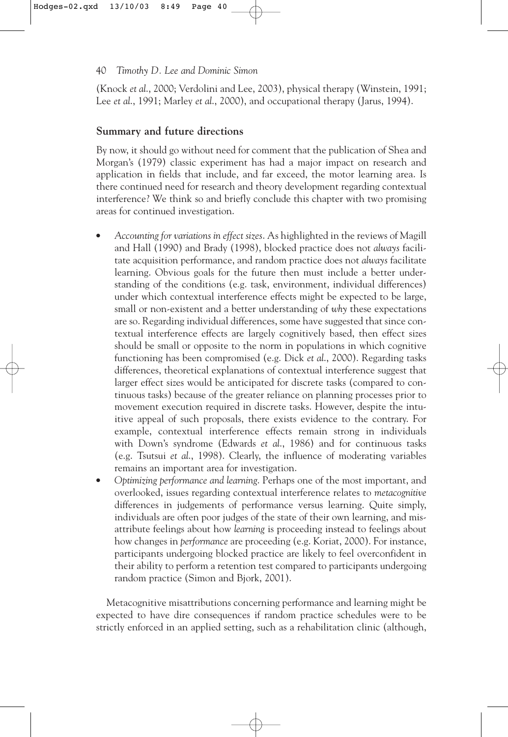(Knock *et al.*, 2000; Verdolini and Lee, 2003), physical therapy (Winstein, 1991; Lee *et al.*, 1991; Marley *et al.*, 2000), and occupational therapy (Jarus, 1994).

## Summary and future directions

By now, it should go without need for comment that the publication of Shea and Morgan's (1979) classic experiment has had a major impact on research and application in fields that include, and far exceed, the motor learning area. Is there continued need for research and theory development regarding contextual interference? We think so and briefly conclude this chapter with two promising areas for continued investigation.

- *Accounting for variations in effect sizes*. As highlighted in the reviews of Magill and Hall (1990) and Brady (1998), blocked practice does not *always* facilitate acquisition performance, and random practice does not *always* facilitate learning. Obvious goals for the future then must include a better understanding of the conditions (e.g. task, environment, individual differences) under which contextual interference effects might be expected to be large, small or non-existent and a better understanding of *why* these expectations are so. Regarding individual differences, some have suggested that since contextual interference effects are largely cognitively based, then effect sizes should be small or opposite to the norm in populations in which cognitive functioning has been compromised (e.g. Dick *et al.*, 2000). Regarding tasks differences, theoretical explanations of contextual interference suggest that larger effect sizes would be anticipated for discrete tasks (compared to continuous tasks) because of the greater reliance on planning processes prior to movement execution required in discrete tasks. However, despite the intuitive appeal of such proposals, there exists evidence to the contrary. For example, contextual interference effects remain strong in individuals with Down's syndrome (Edwards *et al.*, 1986) and for continuous tasks (e.g. Tsutsui *et al.*, 1998). Clearly, the influence of moderating variables remains an important area for investigation.
- *Optimizing performance and learning*. Perhaps one of the most important, and overlooked, issues regarding contextual interference relates to *metacognitive* differences in judgements of performance versus learning. Quite simply, individuals are often poor judges of the state of their own learning, and misattribute feelings about how *learning* is proceeding instead to feelings about how changes in *performance* are proceeding (e.g. Koriat, 2000). For instance, participants undergoing blocked practice are likely to feel overconfident in their ability to perform a retention test compared to participants undergoing random practice (Simon and Bjork, 2001).

Metacognitive misattributions concerning performance and learning might be expected to have dire consequences if random practice schedules were to be strictly enforced in an applied setting, such as a rehabilitation clinic (although,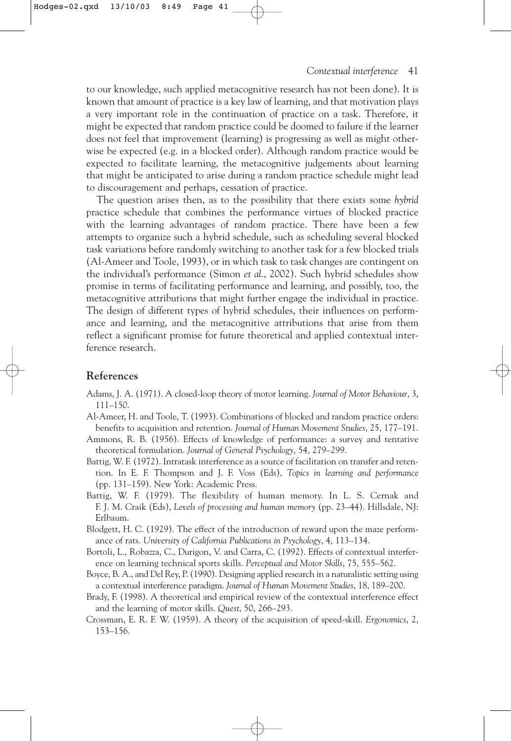to our knowledge, such applied metacognitive research has not been done). It is known that amount of practice is a key law of learning, and that motivation plays a very important role in the continuation of practice on a task. Therefore, it might be expected that random practice could be doomed to failure if the learner does not feel that improvement (learning) is progressing as well as might otherwise be expected (e.g. in a blocked order). Although random practice would be expected to facilitate learning, the metacognitive judgements about learning that might be anticipated to arise during a random practice schedule might lead to discouragement and perhaps, cessation of practice.

The question arises then, as to the possibility that there exists some *hybrid* practice schedule that combines the performance virtues of blocked practice with the learning advantages of random practice. There have been a few attempts to organize such a hybrid schedule, such as scheduling several blocked task variations before randomly switching to another task for a few blocked trials (Al-Ameer and Toole, 1993), or in which task to task changes are contingent on the individual's performance (Simon *et al.*, 2002). Such hybrid schedules show promise in terms of facilitating performance and learning, and possibly, too, the metacognitive attributions that might further engage the individual in practice. The design of different types of hybrid schedules, their influences on performance and learning, and the metacognitive attributions that arise from them reflect a significant promise for future theoretical and applied contextual interference research.

## References

Adams, J. A. (1971). A closed-loop theory of motor learning. *Journal of Motor Behaviour*, 3, 111–150.

Al-Ameer, H. and Toole, T. (1993). Combinations of blocked and random practice orders: benefits to acquisition and retention. *Journal of Human Movement Studies*, 25, 177–191.

Ammons, R. B. (1956). Effects of knowledge of performance: a survey and tentative theoretical formulation. *Journal of General Psychology*, 54, 279–299.

Battig, W. F. (1972). Intratask interference as a source of facilitation on transfer and retention. In E. F. Thompson and J. F. Voss (Eds), *Topics in learning and performance* (pp. 131–159). New York: Academic Press.

Battig, W. F. (1979). The flexibility of human memory. In L. S. Cernak and F. J. M. Craik (Eds), *Levels of processing and human memory* (pp. 23–44). Hillsdale, NJ: Erlbaum.

Blodgett, H. C. (1929). The effect of the introduction of reward upon the maze performance of rats. *University of California Publications in Psychology*, 4, 113–134.

Bortoli, L., Robazza, C., Durigon, V. and Carra, C. (1992). Effects of contextual interference on learning technical sports skills. *Perceptual and Motor Skills*, 75, 555–562.

Boyce, B. A., and Del Rey, P. (1990). Designing applied research in a naturalistic setting using a contextual interference paradigm. *Journal of Human Movement Studies*, 18, 189–200.

Brady, F. (1998). A theoretical and empirical review of the contextual interference effect and the learning of motor skills. *Quest*, 50, 266–293.

Crossman, E. R. F. W. (1959). A theory of the acquisition of speed-skill. *Ergonomics*, 2, 153–156.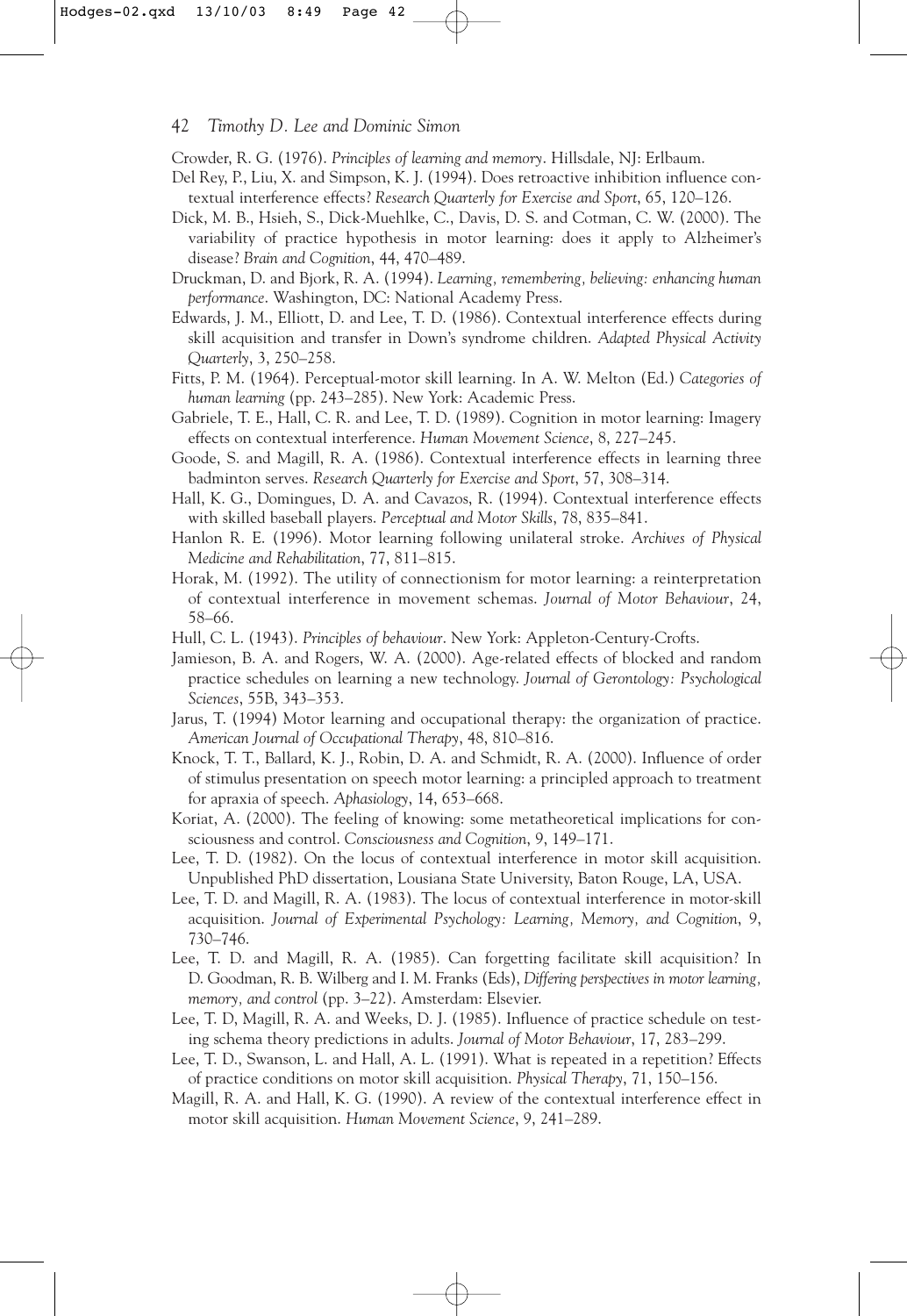Crowder, R. G. (1976). *Principles of learning and memory*. Hillsdale, NJ: Erlbaum.

Del Rey, P., Liu, X. and Simpson, K. J. (1994). Does retroactive inhibition influence contextual interference effects? *Research Quarterly for Exercise and Sport*, 65, 120–126.

Dick, M. B., Hsieh, S., Dick-Muehlke, C., Davis, D. S. and Cotman, C. W. (2000). The variability of practice hypothesis in motor learning: does it apply to Alzheimer's disease? *Brain and Cognition*, 44, 470–489.

Druckman, D. and Bjork, R. A. (1994). *Learning, remembering, believing: enhancing human performance*. Washington, DC: National Academy Press.

Edwards, J. M., Elliott, D. and Lee, T. D. (1986). Contextual interference effects during skill acquisition and transfer in Down's syndrome children. *Adapted Physical Activity Quarterly*, 3, 250–258.

Fitts, P. M. (1964). Perceptual-motor skill learning. In A. W. Melton (Ed.) *Categories of human learning* (pp. 243–285). New York: Academic Press.

Gabriele, T. E., Hall, C. R. and Lee, T. D. (1989). Cognition in motor learning: Imagery effects on contextual interference. *Human Movement Science*, 8, 227–245.

Goode, S. and Magill, R. A. (1986). Contextual interference effects in learning three badminton serves. *Research Quarterly for Exercise and Sport*, 57, 308–314.

Hall, K. G., Domingues, D. A. and Cavazos, R. (1994). Contextual interference effects with skilled baseball players. *Perceptual and Motor Skills*, 78, 835–841.

Hanlon R. E. (1996). Motor learning following unilateral stroke. *Archives of Physical Medicine and Rehabilitation*, 77, 811–815.

Horak, M. (1992). The utility of connectionism for motor learning: a reinterpretation of contextual interference in movement schemas. *Journal of Motor Behaviour*, 24, 58–66.

Hull, C. L. (1943). *Principles of behaviour*. New York: Appleton-Century-Crofts.

Jamieson, B. A. and Rogers, W. A. (2000). Age-related effects of blocked and random practice schedules on learning a new technology. *Journal of Gerontology: Psychological Sciences*, 55B, 343–353.

Jarus, T. (1994) Motor learning and occupational therapy: the organization of practice. *American Journal of Occupational Therapy*, 48, 810–816.

Knock, T. T., Ballard, K. J., Robin, D. A. and Schmidt, R. A. (2000). Influence of order of stimulus presentation on speech motor learning: a principled approach to treatment for apraxia of speech. *Aphasiology*, 14, 653–668.

Koriat, A. (2000). The feeling of knowing: some metatheoretical implications for consciousness and control. *Consciousness and Cognition*, 9, 149–171.

Lee, T. D. (1982). On the locus of contextual interference in motor skill acquisition. Unpublished PhD dissertation, Lousiana State University, Baton Rouge, LA, USA.

Lee, T. D. and Magill, R. A. (1983). The locus of contextual interference in motor-skill acquisition. *Journal of Experimental Psychology: Learning, Memory, and Cognition*, 9, 730–746.

Lee, T. D. and Magill, R. A. (1985). Can forgetting facilitate skill acquisition? In D. Goodman, R. B. Wilberg and I. M. Franks (Eds), *Differing perspectives in motor learning, memory, and control* (pp. 3–22). Amsterdam: Elsevier.

Lee, T. D, Magill, R. A. and Weeks, D. J. (1985). Influence of practice schedule on testing schema theory predictions in adults. *Journal of Motor Behaviour*, 17, 283–299.

Lee, T. D., Swanson, L. and Hall, A. L. (1991). What is repeated in a repetition? Effects of practice conditions on motor skill acquisition. *Physical Therapy*, 71, 150–156.

Magill, R. A. and Hall, K. G. (1990). A review of the contextual interference effect in motor skill acquisition. *Human Movement Science*, 9, 241–289.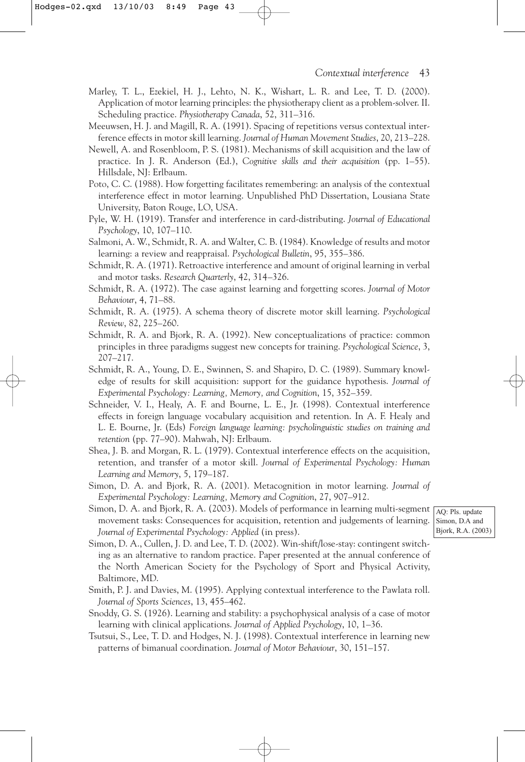Marley, T. L., Ezekiel, H. J., Lehto, N. K., Wishart, L. R. and Lee, T. D. (2000). Application of motor learning principles: the physiotherapy client as a problem-solver. II. Scheduling practice. *Physiotherapy Canada*, 52, 311–316.

Meeuwsen, H. J. and Magill, R. A. (1991). Spacing of repetitions versus contextual interference effects in motor skill learning. *Journal of Human Movement Studies*, 20, 213–228.

Newell, A. and Rosenbloom, P. S. (1981). Mechanisms of skill acquisition and the law of practice. In J. R. Anderson (Ed.), *Cognitive skills and their acquisition* (pp. 1–55). Hillsdale, NJ: Erlbaum.

Poto, C. C. (1988). How forgetting facilitates remembering: an analysis of the contextual interference effect in motor learning. Unpublished PhD Dissertation, Lousiana State University, Baton Rouge, LO, USA.

Pyle, W. H. (1919). Transfer and interference in card-distributing. *Journal of Educational Psychology*, 10, 107–110.

Salmoni, A. W., Schmidt, R. A. and Walter, C. B. (1984). Knowledge of results and motor learning: a review and reappraisal. *Psychological Bulletin*, 95, 355–386.

Schmidt, R. A. (1971). Retroactive interference and amount of original learning in verbal and motor tasks. *Research Quarterly*, 42, 314–326.

Schmidt, R. A. (1972). The case against learning and forgetting scores. *Journal of Motor Behaviour*, 4, 71–88.

Schmidt, R. A. (1975). A schema theory of discrete motor skill learning. *Psychological Review*, 82, 225–260.

Schmidt, R. A. and Bjork, R. A. (1992). New conceptualizations of practice: common principles in three paradigms suggest new concepts for training. *Psychological Science*, 3, 207–217.

Schmidt, R. A., Young, D. E., Swinnen, S. and Shapiro, D. C. (1989). Summary knowledge of results for skill acquisition: support for the guidance hypothesis. *Journal of Experimental Psychology: Learning, Memory, and Cognition*, 15, 352–359.

Schneider, V. I., Healy, A. F. and Bourne, L. E., Jr. (1998). Contextual interference effects in foreign language vocabulary acquisition and retention. In A. F. Healy and L. E. Bourne, Jr. (Eds) *Foreign language learning: psycholinguistic studies on training and retention* (pp. 77–90). Mahwah, NJ: Erlbaum.

Shea, J. B. and Morgan, R. L. (1979). Contextual interference effects on the acquisition, retention, and transfer of a motor skill. *Journal of Experimental Psychology: Human Learning and Memory*, 5, 179–187.

Simon, D. A. and Bjork, R. A. (2001). Metacognition in motor learning. *Journal of Experimental Psychology: Learning, Memory and Cognition*, 27, 907–912.

Simon, D. A. and Bjork, R. A. (2003). Models of performance in learning multi-segment movement tasks: Consequences for acquisition, retention and judgements of learning. *Journal of Experimental Psychology: Applied* (in press).

AQ: Pls. update Simon, D.A and Bjork, R.A. (2003)

Simon, D. A., Cullen, J. D. and Lee, T. D. (2002). Win-shift/lose-stay: contingent switching as an alternative to random practice. Paper presented at the annual conference of the North American Society for the Psychology of Sport and Physical Activity, Baltimore, MD.

Smith, P. J. and Davies, M. (1995). Applying contextual interference to the Pawlata roll. *Journal of Sports Sciences*, 13, 455–462.

Snoddy, G. S. (1926). Learning and stability: a psychophysical analysis of a case of motor learning with clinical applications. *Journal of Applied Psychology*, 10, 1–36.

Tsutsui, S., Lee, T. D. and Hodges, N. J. (1998). Contextual interference in learning new patterns of bimanual coordination. *Journal of Motor Behaviour*, 30, 151–157.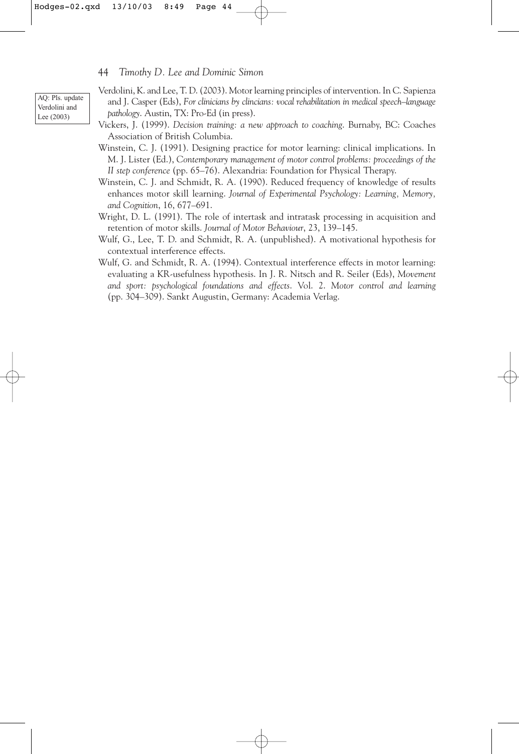Verdolini, K. and Lee, T. D. (2003). Motor learning principles of intervention. In C. Sapienza and J. Casper (Eds), *For clinicians by clincians: vocal rehabilitation in medical speech–language pathology*. Austin, TX: Pro-Ed (in press).

Vickers, J. (1999). *Decision training: a new approach to coaching*. Burnaby, BC: Coaches Association of British Columbia.

Winstein, C. J. (1991). Designing practice for motor learning: clinical implications. In M. J. Lister (Ed.), *Contemporary management of motor control problems: proceedings of the II step conference* (pp. 65–76). Alexandria: Foundation for Physical Therapy.

Winstein, C. J. and Schmidt, R. A. (1990). Reduced frequency of knowledge of results enhances motor skill learning. *Journal of Experimental Psychology: Learning, Memory, and Cognition*, 16, 677–691.

Wright, D. L. (1991). The role of intertask and intratask processing in acquisition and retention of motor skills. *Journal of Motor Behaviour*, 23, 139–145.

Wulf, G., Lee, T. D. and Schmidt, R. A. (unpublished). A motivational hypothesis for contextual interference effects.

Wulf, G. and Schmidt, R. A. (1994). Contextual interference effects in motor learning: evaluating a KR-usefulness hypothesis. In J. R. Nitsch and R. Seiler (Eds), *Movement and sport: psychological foundations and effects*. Vol. 2. *Motor control and learning* (pp. 304–309). Sankt Augustin, Germany: Academia Verlag.